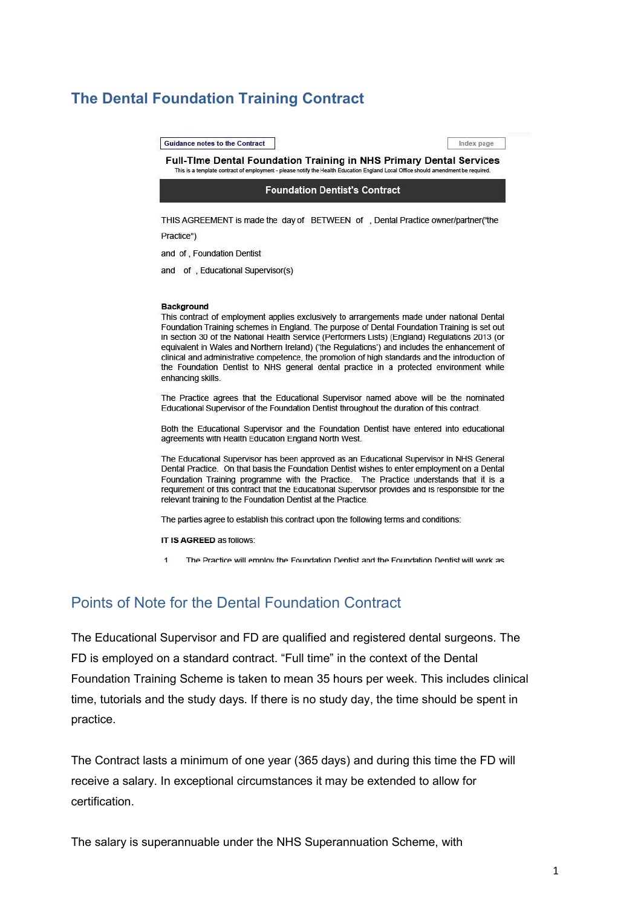# The Dental Foundation Training Contract

Guidance notes to the Contract

Index page

**Full-TIme Dental Foundation Training in NHS Primary Dental Services**

This is a template contract of employment - please notify the Health Education England Local Office should amendment be required.

**Foundation Dentist's Contract**

THIS AGREEMENT is made the day of BETWEEN of , Dental Practice owner/partner("the Practice")

and of , Foundation Dentist

and of , Educational Supervisor(s)

**Background**

This contract of employment applies exclusively to arrangements made under national Dental Foundation Training schemes in England. The purpose of Dental Foundation Training is set out in section 30 of the National Health Service (Performers Lists) (England) Regulations 2013 (or equivalent in Wales and Northern Ireland) ('the Regulations') and includes the enhancement of clinical and administrative competence, the promotion of high standards and the introduction of the Foundation Dentist to NHS general dental practice in a protected environment while enhancing skills.

The Practice agrees that the Educational Supervisor named above will be the nominated Educational Supervisor of the Foundation Dentist throughout the duration of this contract.

Both the Educational Supervisor and the Foundation Dentist have entered into educational agreements with Health Education England North West.

The Educational Supervisor has been approved as an Educational Supervisor in NHS General Dental Practice. On that basis the Foundation Dentist wishes to enter employment on a Dental Foundation Training programme with the Practice. The Practice understands that it is a requirement of this contract that the Educational Supervisor provides and is responsible for the relevant training to the Foundation Dentist at the Practice.

The parties agree to establish this contract upon the following terms and conditions:

**IT IS AGREED** as follows:

1 The Practice will employ the Foundation Dentist and the Foundation Dentist will work as

## Points of Note for the Dental Foundation Contract

The Educational Supervisor and FD are qualified and registered dental surgeons. The FD is employed on a standard contract. "Full time" in the context of the Dental Foundation Training Scheme is taken to mean 35 hours per week. This includes clinical time, tutorials and the study days. If there is no study day, the time should be spent in practice.

The Contract lasts a minimum of one year (365 days) and during this time the FD will receive a salary. In exceptional circumstances it may be extended to allow for certification.

The salary is superannuable under the NHS Superannuation Scheme, with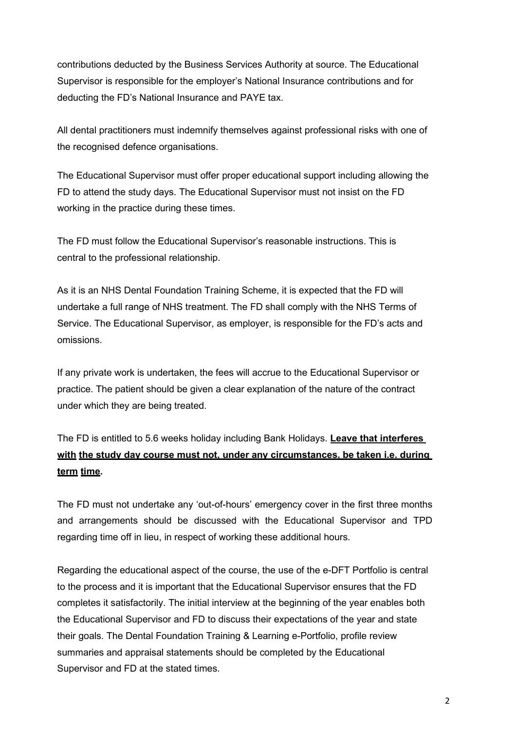contributions deducted by the Business Services Authority at source. The Educational Supervisor is responsible for the employer's National Insurance contributions and for deducting the FD's National Insurance and PAYE tax.

All dental practitioners must indemnify themselves against professional risks with one of the recognised defence organisations.

The Educational Supervisor must offer proper educational support including allowing the FD to attend the study days. The Educational Supervisor must not insist on the FD working in the practice during these times.

The FD must follow the Educational Supervisor's reasonable instructions. This is central to the professional relationship.

As it is an NHS Dental Foundation Training Scheme, it is expected that the FD will undertake a full range of NHS treatment. The FD shall comply with the NHS Terms of Service. The Educational Supervisor, as employer, is responsible for the FD's acts and omissions.

If any private work is undertaken, the fees will accrue to the Educational Supervisor or practice. The patient should be given a clear explanation of the nature of the contract under which they are being treated.

The FD is entitled to 5.6 weeks holiday including Bank Holidays. **Leave that interferes with the study day course must not, under any circumstances, be taken i.e. during term time.**

The FD must not undertake any 'out-of-hours' emergency cover in the first three months and arrangements should be discussed with the Educational Supervisor and TPD regarding time off in lieu, in respect of working these additional hours.

Regarding the educational aspect of the course, the use of the e-DFT Portfolio is central to the process and it is important that the Educational Supervisor ensures that the FD completes it satisfactorily. The initial interview at the beginning of the year enables both the Educational Supervisor and FD to discuss their expectations of the year and state their goals. The Dental Foundation Training & Learning e-Portfolio, profile review summaries and appraisal statements should be completed by the Educational Supervisor and FD at the stated times.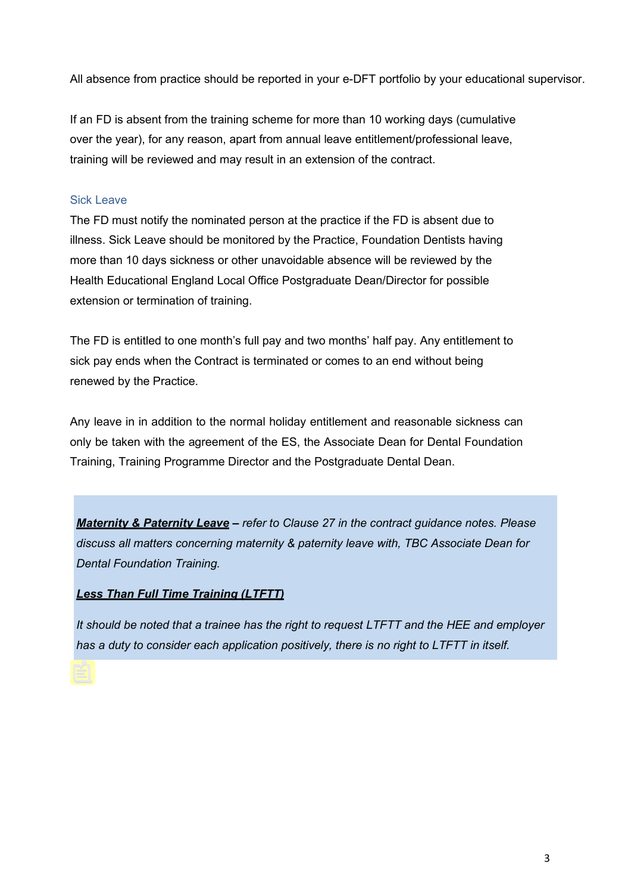All absence from practice should be reported in your e-DFT portfolio by your educational supervisor.

If an FD is absent from the training scheme for more than 10 working days (cumulative over the year), for any reason, apart from annual leave entitlement/professional leave, training will be reviewed and may result in an extension of the contract.

### Sick Leave

The FD must notify the nominated person at the practice if the FD is absent due to illness. Sick Leave should be monitored by the Practice, Foundation Dentists having more than 10 days sickness or other unavoidable absence will be reviewed by the Health Educational England Local Office Postgraduate Dean/Director for possible extension or termination of training.

The FD is entitled to one month's full pay and two months' half pay. Any entitlement to sick pay ends when the Contract is terminated or comes to an end without being renewed by the Practice.

Any leave in in addition to the normal holiday entitlement and reasonable sickness can only be taken with the agreement of the ES, the Associate Dean for Dental Foundation Training, Training Programme Director and the Postgraduate Dental Dean.

***Maternity & Paternity Leave*** *– refer to Clause 27 in the contract guidance notes. Please discuss all matters concerning maternity & paternity leave with, TBC Associate Dean for Dental Foundation Training.*

***Less Than Full Time Training (LTFTT)***

*It should be noted that a trainee has the right to request LTFTT and the HEE and employer has a duty to consider each application positively, there is no right to LTFTT in itself.*